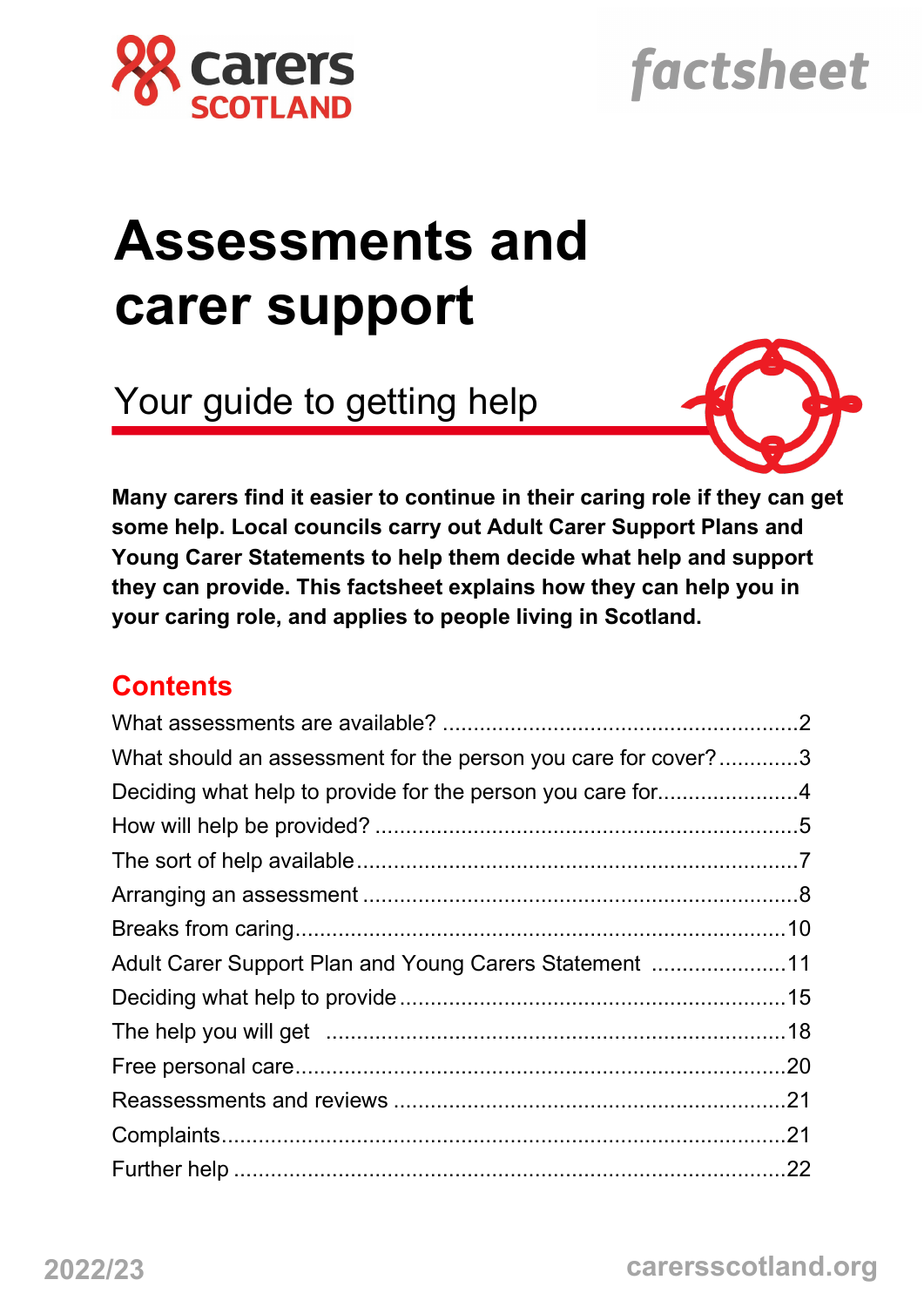carers SCOTLAND

factsheet

# Assessments and carer support

## Your guide to getting help

**Many carers find it easier to continue in their caring role if they can get some help. Local councils carry out Adult Carer Support Plans and Young Carer Statements to help them decide what help and support they can provide. This factsheet explains how they can help you in your caring role, and applies to people living in Scotland.**

## Contents

| | |
|---|---|
| What assessments are available? | 2 |
| What should an assessment for the person you care for cover? | 3 |
| Deciding what help to provide for the person you care for | 4 |
| How will help be provided? | 5 |
| The sort of help available | 7 |
| Arranging an assessment | 8 |
| Breaks from caring | 10 |
| Adult Carer Support Plan and Young Carers Statement | 11 |
| Deciding what help to provide | 15 |
| The help you will get | 18 |
| Free personal care | 20 |
| Reassessments and reviews | 21 |
| Complaints | 21 |
| Further help | 22 |

2022/23

carersscotland.org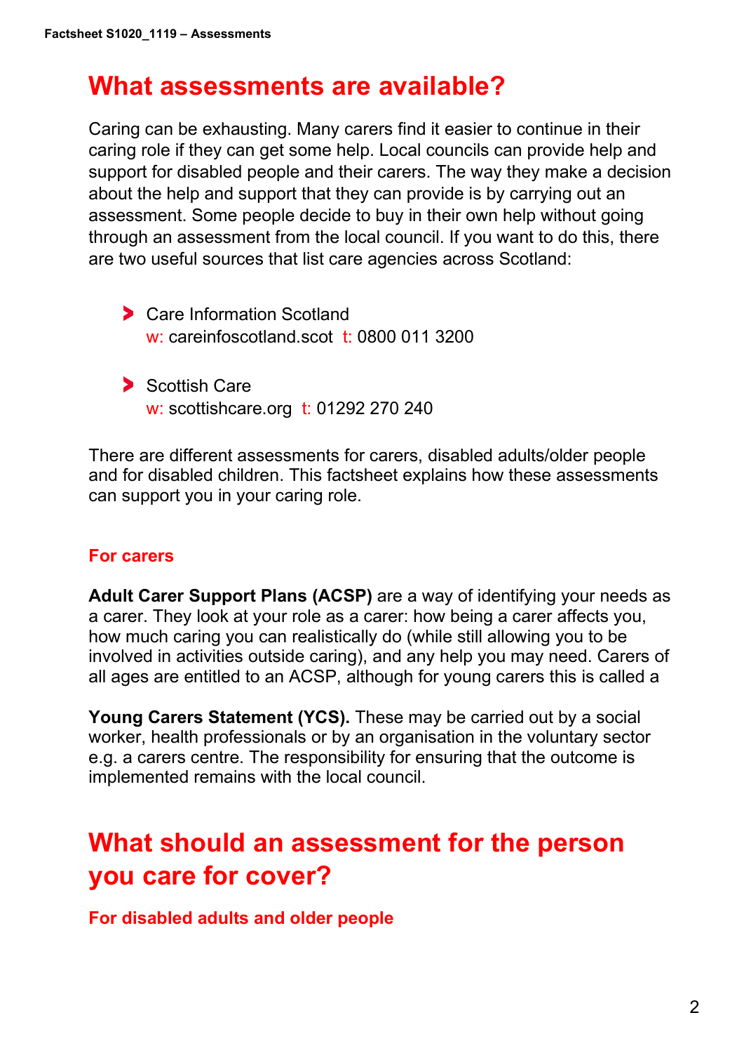# What assessments are available?

Caring can be exhausting. Many carers find it easier to continue in their caring role if they can get some help. Local councils can provide help and support for disabled people and their carers. The way they make a decision about the help and support that they can provide is by carrying out an assessment. Some people decide to buy in their own help without going through an assessment from the local council. If you want to do this, there are two useful sources that list care agencies across Scotland:

- Care Information Scotland
  w: careinfoscotland.scot  t: 0800 011 3200

- Scottish Care
  w: scottishcare.org  t: 01292 270 240

There are different assessments for carers, disabled adults/older people and for disabled children. This factsheet explains how these assessments can support you in your caring role.

### For carers

**Adult Carer Support Plans (ACSP)** are a way of identifying your needs as a carer. They look at your role as a carer: how being a carer affects you, how much caring you can realistically do (while still allowing you to be involved in activities outside caring), and any help you may need. Carers of all ages are entitled to an ACSP, although for young carers this is called a

**Young Carers Statement (YCS).** These may be carried out by a social worker, health professionals or by an organisation in the voluntary sector e.g. a carers centre. The responsibility for ensuring that the outcome is implemented remains with the local council.

# What should an assessment for the person you care for cover?

### For disabled adults and older people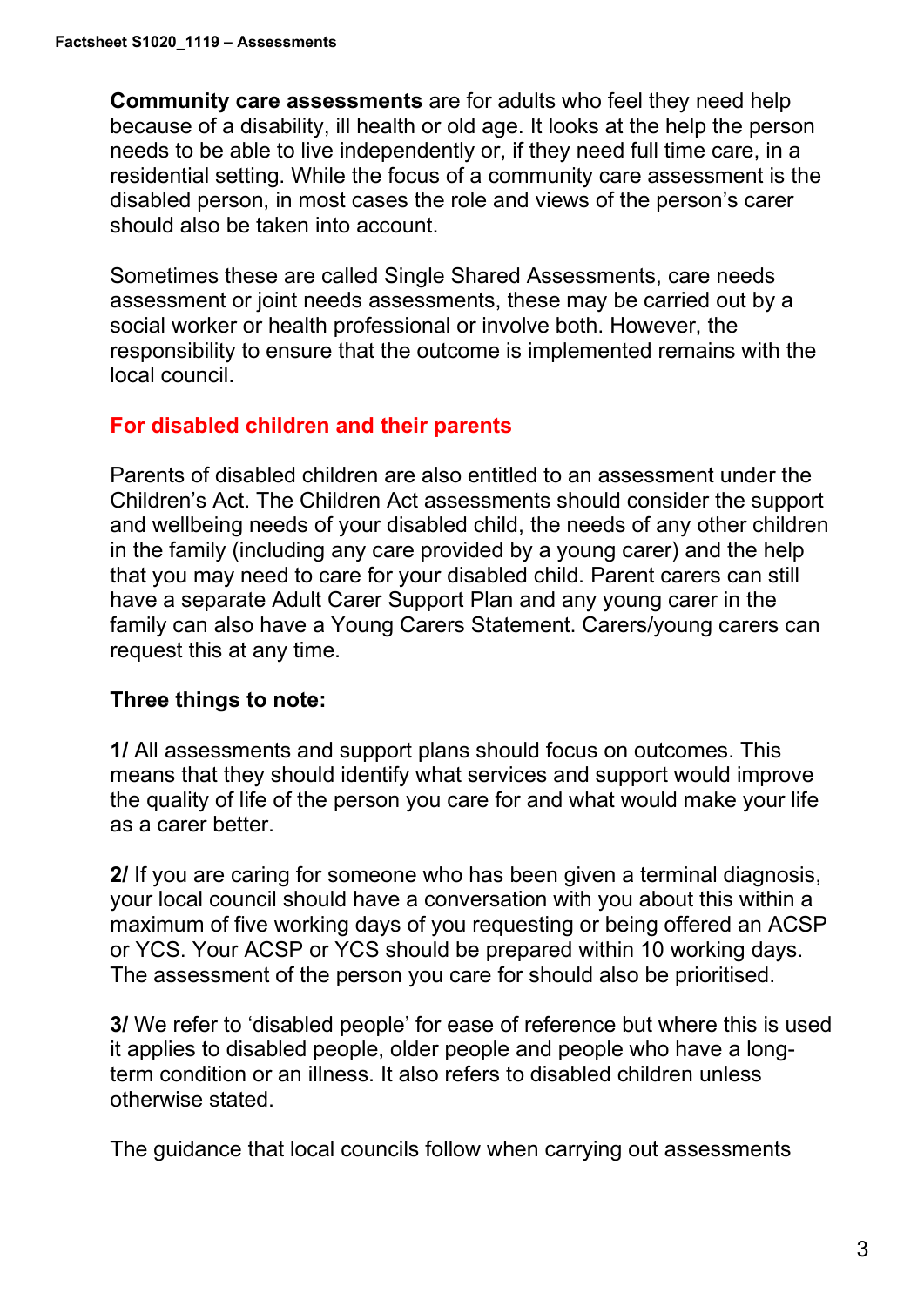**Community care assessments** are for adults who feel they need help because of a disability, ill health or old age. It looks at the help the person needs to be able to live independently or, if they need full time care, in a residential setting. While the focus of a community care assessment is the disabled person, in most cases the role and views of the person's carer should also be taken into account.

Sometimes these are called Single Shared Assessments, care needs assessment or joint needs assessments, these may be carried out by a social worker or health professional or involve both. However, the responsibility to ensure that the outcome is implemented remains with the local council.

## For disabled children and their parents

Parents of disabled children are also entitled to an assessment under the Children's Act. The Children Act assessments should consider the support and wellbeing needs of your disabled child, the needs of any other children in the family (including any care provided by a young carer) and the help that you may need to care for your disabled child. Parent carers can still have a separate Adult Carer Support Plan and any young carer in the family can also have a Young Carers Statement. Carers/young carers can request this at any time.

**Three things to note:**

**1/** All assessments and support plans should focus on outcomes. This means that they should identify what services and support would improve the quality of life of the person you care for and what would make your life as a carer better.

**2/** If you are caring for someone who has been given a terminal diagnosis, your local council should have a conversation with you about this within a maximum of five working days of you requesting or being offered an ACSP or YCS. Your ACSP or YCS should be prepared within 10 working days. The assessment of the person you care for should also be prioritised.

**3/** We refer to 'disabled people' for ease of reference but where this is used it applies to disabled people, older people and people who have a long-term condition or an illness. It also refers to disabled children unless otherwise stated.

The guidance that local councils follow when carrying out assessments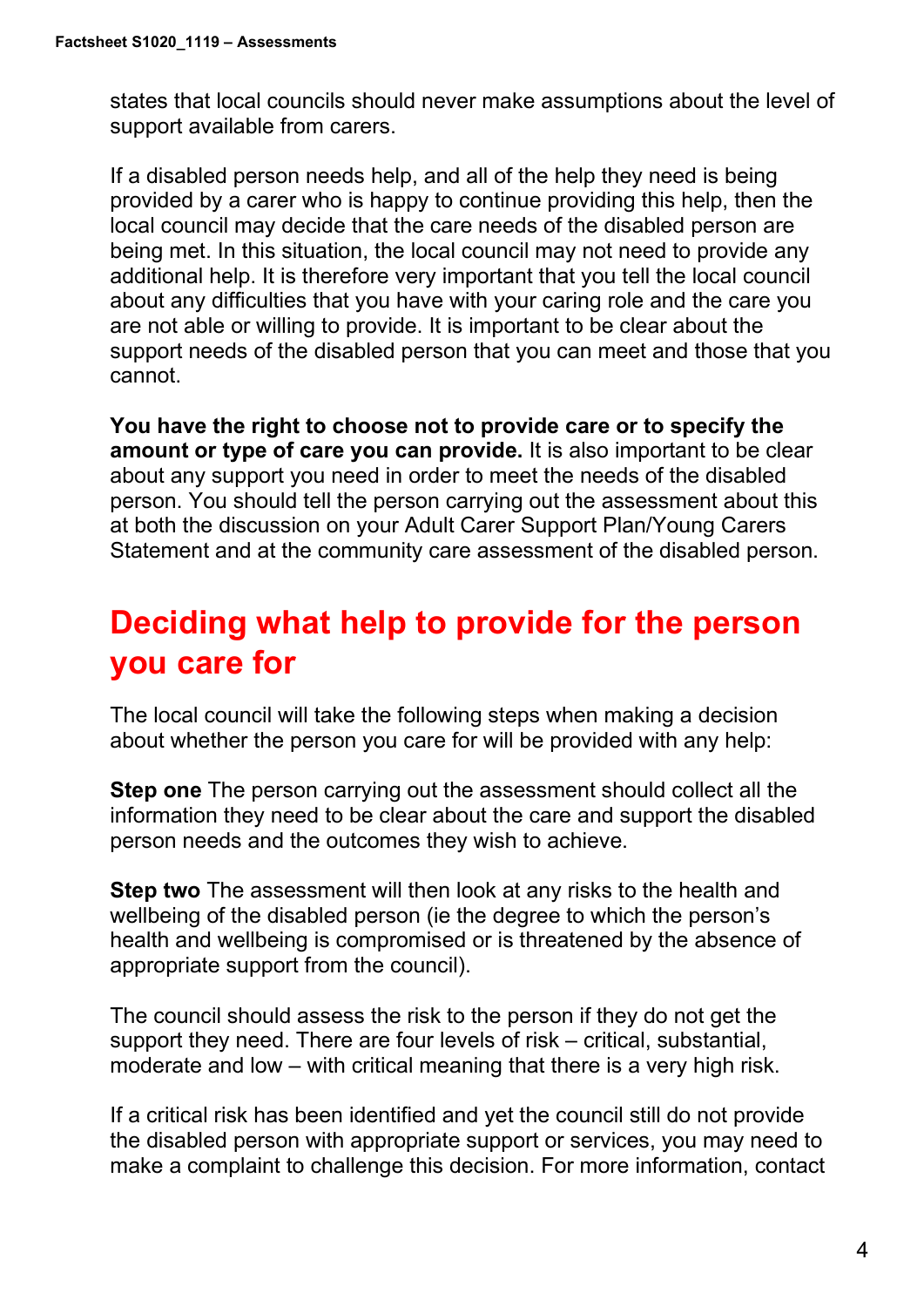states that local councils should never make assumptions about the level of support available from carers.

If a disabled person needs help, and all of the help they need is being provided by a carer who is happy to continue providing this help, then the local council may decide that the care needs of the disabled person are being met. In this situation, the local council may not need to provide any additional help. It is therefore very important that you tell the local council about any difficulties that you have with your caring role and the care you are not able or willing to provide. It is important to be clear about the support needs of the disabled person that you can meet and those that you cannot.

**You have the right to choose not to provide care or to specify the amount or type of care you can provide.** It is also important to be clear about any support you need in order to meet the needs of the disabled person. You should tell the person carrying out the assessment about this at both the discussion on your Adult Carer Support Plan/Young Carers Statement and at the community care assessment of the disabled person.

## Deciding what help to provide for the person you care for

The local council will take the following steps when making a decision about whether the person you care for will be provided with any help:

**Step one** The person carrying out the assessment should collect all the information they need to be clear about the care and support the disabled person needs and the outcomes they wish to achieve.

**Step two** The assessment will then look at any risks to the health and wellbeing of the disabled person (ie the degree to which the person's health and wellbeing is compromised or is threatened by the absence of appropriate support from the council).

The council should assess the risk to the person if they do not get the support they need. There are four levels of risk – critical, substantial, moderate and low – with critical meaning that there is a very high risk.

If a critical risk has been identified and yet the council still do not provide the disabled person with appropriate support or services, you may need to make a complaint to challenge this decision. For more information, contact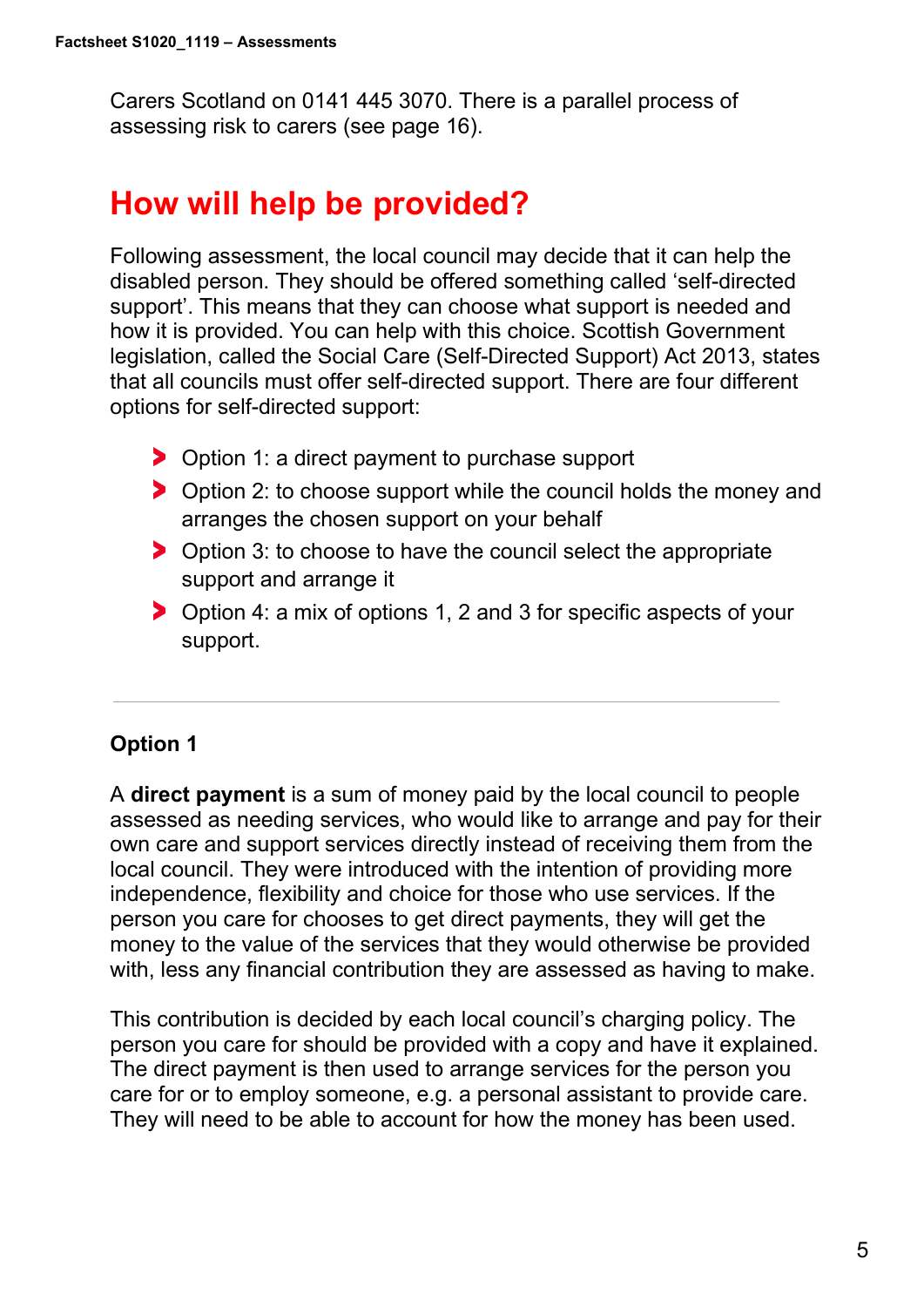Carers Scotland on 0141 445 3070. There is a parallel process of assessing risk to carers (see page 16).

## How will help be provided?

Following assessment, the local council may decide that it can help the disabled person. They should be offered something called 'self-directed support'. This means that they can choose what support is needed and how it is provided. You can help with this choice. Scottish Government legislation, called the Social Care (Self-Directed Support) Act 2013, states that all councils must offer self-directed support. There are four different options for self-directed support:

- Option 1: a direct payment to purchase support
- Option 2: to choose support while the council holds the money and arranges the chosen support on your behalf
- Option 3: to choose to have the council select the appropriate support and arrange it
- Option 4: a mix of options 1, 2 and 3 for specific aspects of your support.

---

### Option 1

A **direct payment** is a sum of money paid by the local council to people assessed as needing services, who would like to arrange and pay for their own care and support services directly instead of receiving them from the local council. They were introduced with the intention of providing more independence, flexibility and choice for those who use services. If the person you care for chooses to get direct payments, they will get the money to the value of the services that they would otherwise be provided with, less any financial contribution they are assessed as having to make.

This contribution is decided by each local council's charging policy. The person you care for should be provided with a copy and have it explained. The direct payment is then used to arrange services for the person you care for or to employ someone, e.g. a personal assistant to provide care. They will need to be able to account for how the money has been used.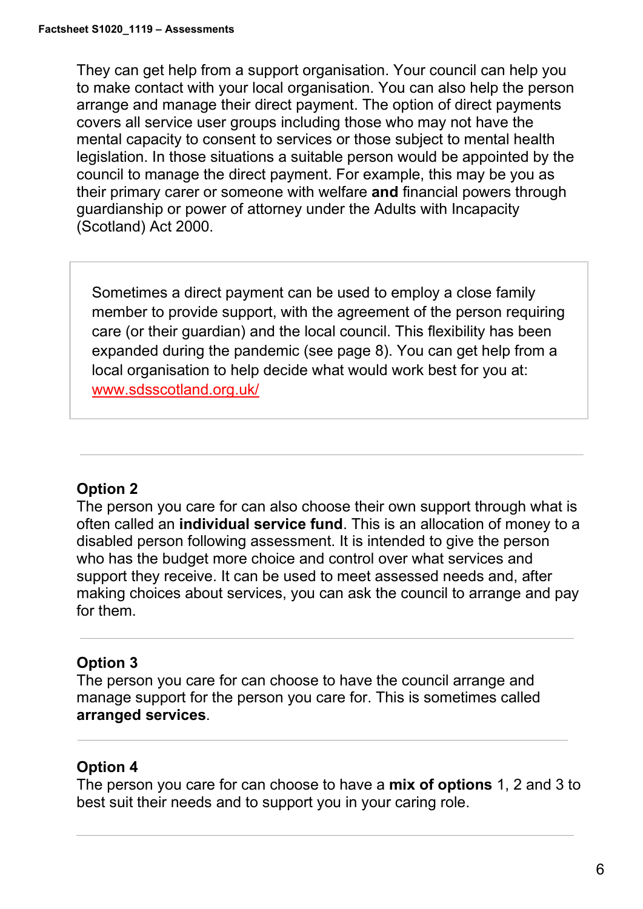They can get help from a support organisation. Your council can help you to make contact with your local organisation. You can also help the person arrange and manage their direct payment. The option of direct payments covers all service user groups including those who may not have the mental capacity to consent to services or those subject to mental health legislation. In those situations a suitable person would be appointed by the council to manage the direct payment. For example, this may be you as their primary carer or someone with welfare **and** financial powers through guardianship or power of attorney under the Adults with Incapacity (Scotland) Act 2000.

> Sometimes a direct payment can be used to employ a close family member to provide support, with the agreement of the person requiring care (or their guardian) and the local council. This flexibility has been expanded during the pandemic (see page 8). You can get help from a local organisation to help decide what would work best for you at: [www.sdsscotland.org.uk/](http://www.sdsscotland.org.uk/)

---

### Option 2

The person you care for can also choose their own support through what is often called an **individual service fund**. This is an allocation of money to a disabled person following assessment. It is intended to give the person who has the budget more choice and control over what services and support they receive. It can be used to meet assessed needs and, after making choices about services, you can ask the council to arrange and pay for them.

---

### Option 3

The person you care for can choose to have the council arrange and manage support for the person you care for. This is sometimes called **arranged services**.

---

### Option 4

The person you care for can choose to have a **mix of options** 1, 2 and 3 to best suit their needs and to support you in your caring role.

---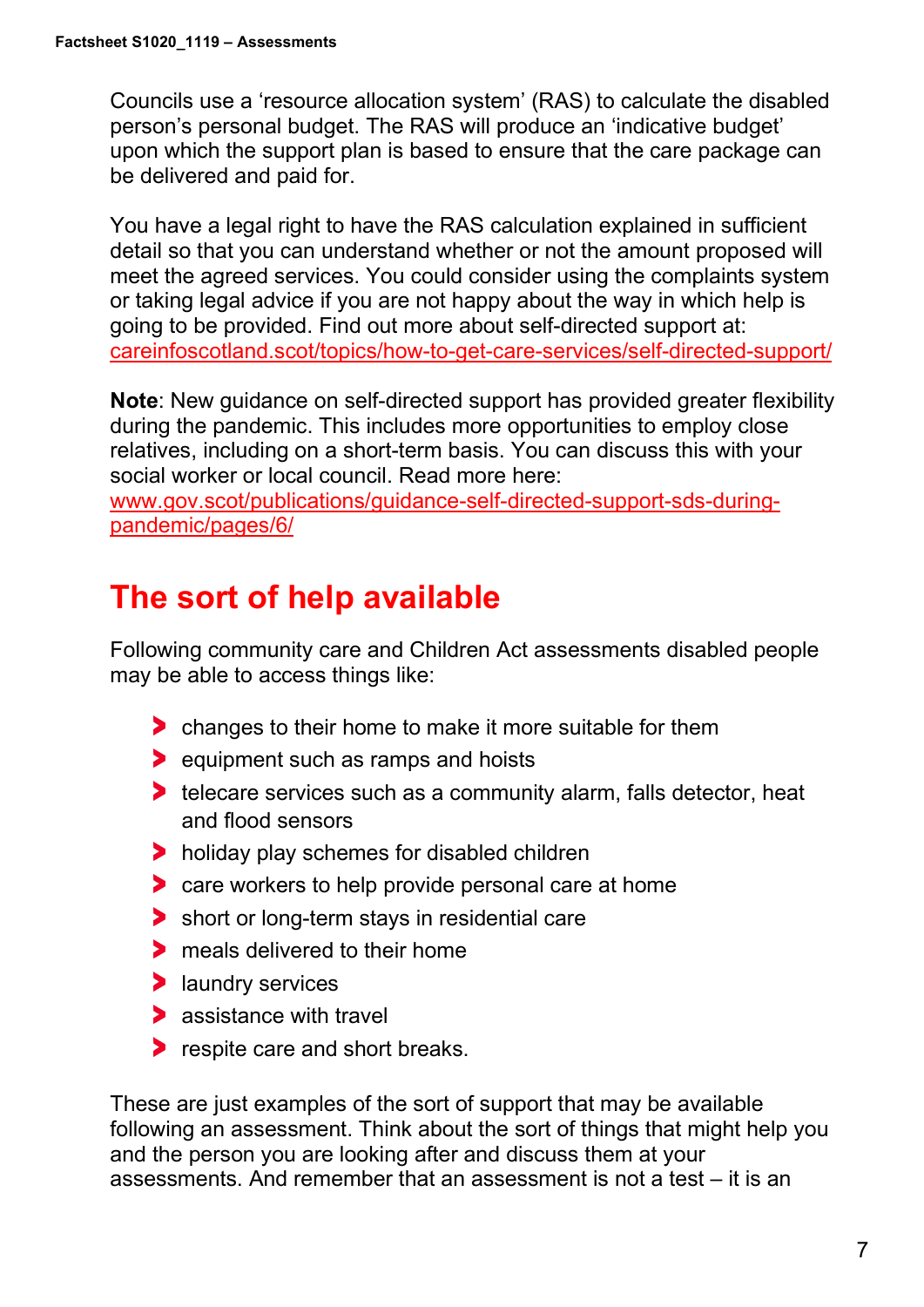Councils use a 'resource allocation system' (RAS) to calculate the disabled person's personal budget. The RAS will produce an 'indicative budget' upon which the support plan is based to ensure that the care package can be delivered and paid for.

You have a legal right to have the RAS calculation explained in sufficient detail so that you can understand whether or not the amount proposed will meet the agreed services. You could consider using the complaints system or taking legal advice if you are not happy about the way in which help is going to be provided. Find out more about self-directed support at: careinfoscotland.scot/topics/how-to-get-care-services/self-directed-support/

**Note**: New guidance on self-directed support has provided greater flexibility during the pandemic. This includes more opportunities to employ close relatives, including on a short-term basis. You can discuss this with your social worker or local council. Read more here: www.gov.scot/publications/guidance-self-directed-support-sds-during-pandemic/pages/6/

## The sort of help available

Following community care and Children Act assessments disabled people may be able to access things like:

- changes to their home to make it more suitable for them
- equipment such as ramps and hoists
- telecare services such as a community alarm, falls detector, heat and flood sensors
- holiday play schemes for disabled children
- care workers to help provide personal care at home
- short or long-term stays in residential care
- meals delivered to their home
- laundry services
- assistance with travel
- respite care and short breaks.

These are just examples of the sort of support that may be available following an assessment. Think about the sort of things that might help you and the person you are looking after and discuss them at your assessments. And remember that an assessment is not a test – it is an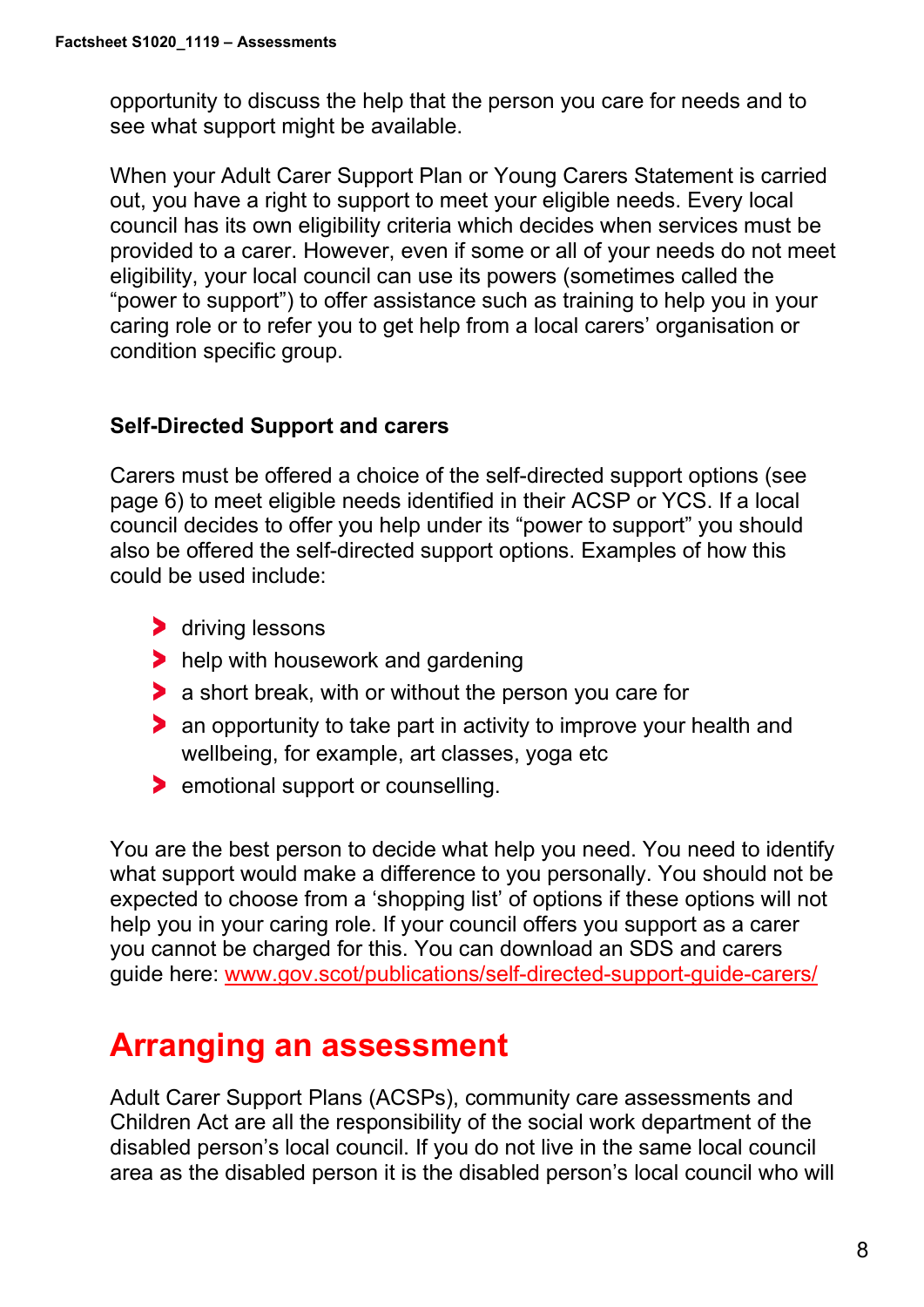opportunity to discuss the help that the person you care for needs and to see what support might be available.

When your Adult Carer Support Plan or Young Carers Statement is carried out, you have a right to support to meet your eligible needs. Every local council has its own eligibility criteria which decides when services must be provided to a carer. However, even if some or all of your needs do not meet eligibility, your local council can use its powers (sometimes called the "power to support") to offer assistance such as training to help you in your caring role or to refer you to get help from a local carers' organisation or condition specific group.

### Self-Directed Support and carers

Carers must be offered a choice of the self-directed support options (see page 6) to meet eligible needs identified in their ACSP or YCS. If a local council decides to offer you help under its "power to support" you should also be offered the self-directed support options. Examples of how this could be used include:

- driving lessons
- help with housework and gardening
- a short break, with or without the person you care for
- an opportunity to take part in activity to improve your health and wellbeing, for example, art classes, yoga etc
- emotional support or counselling.

You are the best person to decide what help you need. You need to identify what support would make a difference to you personally. You should not be expected to choose from a 'shopping list' of options if these options will not help you in your caring role. If your council offers you support as a carer you cannot be charged for this. You can download an SDS and carers guide here: www.gov.scot/publications/self-directed-support-guide-carers/

## Arranging an assessment

Adult Carer Support Plans (ACSPs), community care assessments and Children Act are all the responsibility of the social work department of the disabled person's local council. If you do not live in the same local council area as the disabled person it is the disabled person's local council who will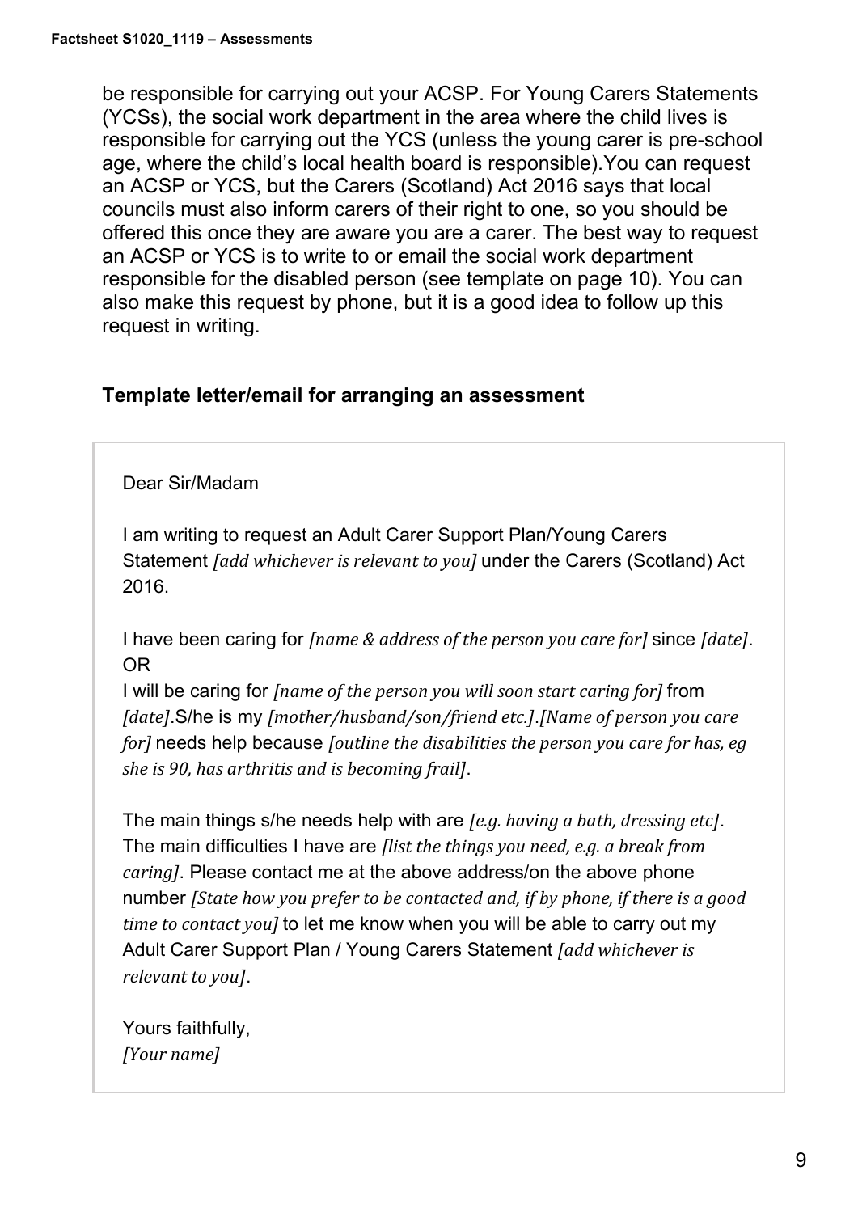be responsible for carrying out your ACSP. For Young Carers Statements (YCSs), the social work department in the area where the child lives is responsible for carrying out the YCS (unless the young carer is pre-school age, where the child's local health board is responsible).You can request an ACSP or YCS, but the Carers (Scotland) Act 2016 says that local councils must also inform carers of their right to one, so you should be offered this once they are aware you are a carer. The best way to request an ACSP or YCS is to write to or email the social work department responsible for the disabled person (see template on page 10). You can also make this request by phone, but it is a good idea to follow up this request in writing.

### Template letter/email for arranging an assessment

> Dear Sir/Madam
>
> I am writing to request an Adult Carer Support Plan/Young Carers Statement *[add whichever is relevant to you]* under the Carers (Scotland) Act 2016.
>
> I have been caring for *[name & address of the person you care for]* since *[date]*.
> OR
> I will be caring for *[name of the person you will soon start caring for]* from *[date]*.S/he is my *[mother/husband/son/friend etc.]*.*[Name of person you care for]* needs help because *[outline the disabilities the person you care for has, eg she is 90, has arthritis and is becoming frail]*.
>
> The main things s/he needs help with are *[e.g. having a bath, dressing etc]*. The main difficulties I have are *[list the things you need, e.g. a break from caring]*. Please contact me at the above address/on the above phone number *[State how you prefer to be contacted and, if by phone, if there is a good time to contact you]* to let me know when you will be able to carry out my Adult Carer Support Plan / Young Carers Statement *[add whichever is relevant to you]*.
>
> Yours faithfully,
> *[Your name]*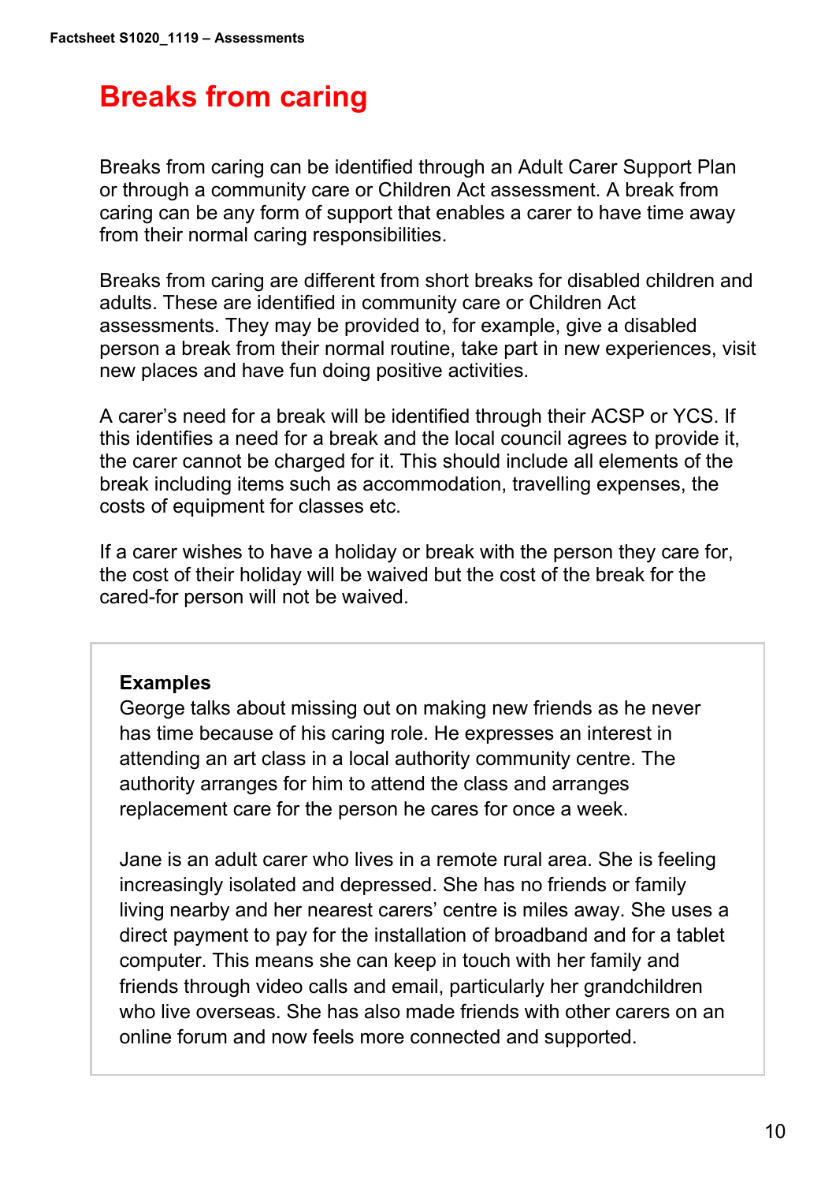# Breaks from caring

Breaks from caring can be identified through an Adult Carer Support Plan or through a community care or Children Act assessment. A break from caring can be any form of support that enables a carer to have time away from their normal caring responsibilities.

Breaks from caring are different from short breaks for disabled children and adults. These are identified in community care or Children Act assessments. They may be provided to, for example, give a disabled person a break from their normal routine, take part in new experiences, visit new places and have fun doing positive activities.

A carer's need for a break will be identified through their ACSP or YCS. If this identifies a need for a break and the local council agrees to provide it, the carer cannot be charged for it. This should include all elements of the break including items such as accommodation, travelling expenses, the costs of equipment for classes etc.

If a carer wishes to have a holiday or break with the person they care for, the cost of their holiday will be waived but the cost of the break for the cared-for person will not be waived.

**Examples**

George talks about missing out on making new friends as he never has time because of his caring role. He expresses an interest in attending an art class in a local authority community centre. The authority arranges for him to attend the class and arranges replacement care for the person he cares for once a week.

Jane is an adult carer who lives in a remote rural area. She is feeling increasingly isolated and depressed. She has no friends or family living nearby and her nearest carers' centre is miles away. She uses a direct payment to pay for the installation of broadband and for a tablet computer. This means she can keep in touch with her family and friends through video calls and email, particularly her grandchildren who live overseas. She has also made friends with other carers on an online forum and now feels more connected and supported.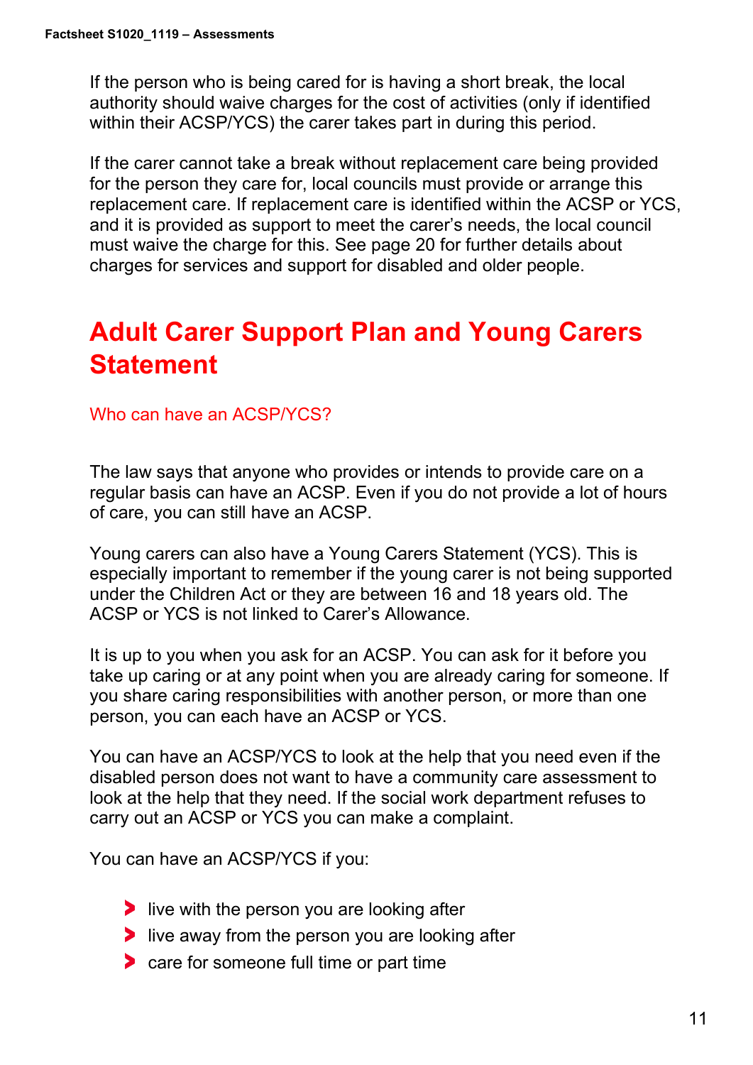If the person who is being cared for is having a short break, the local authority should waive charges for the cost of activities (only if identified within their ACSP/YCS) the carer takes part in during this period.

If the carer cannot take a break without replacement care being provided for the person they care for, local councils must provide or arrange this replacement care. If replacement care is identified within the ACSP or YCS, and it is provided as support to meet the carer's needs, the local council must waive the charge for this. See page 20 for further details about charges for services and support for disabled and older people.

## Adult Carer Support Plan and Young Carers Statement

### Who can have an ACSP/YCS?

The law says that anyone who provides or intends to provide care on a regular basis can have an ACSP. Even if you do not provide a lot of hours of care, you can still have an ACSP.

Young carers can also have a Young Carers Statement (YCS). This is especially important to remember if the young carer is not being supported under the Children Act or they are between 16 and 18 years old. The ACSP or YCS is not linked to Carer's Allowance.

It is up to you when you ask for an ACSP. You can ask for it before you take up caring or at any point when you are already caring for someone. If you share caring responsibilities with another person, or more than one person, you can each have an ACSP or YCS.

You can have an ACSP/YCS to look at the help that you need even if the disabled person does not want to have a community care assessment to look at the help that they need. If the social work department refuses to carry out an ACSP or YCS you can make a complaint.

You can have an ACSP/YCS if you:

- live with the person you are looking after
- live away from the person you are looking after
- care for someone full time or part time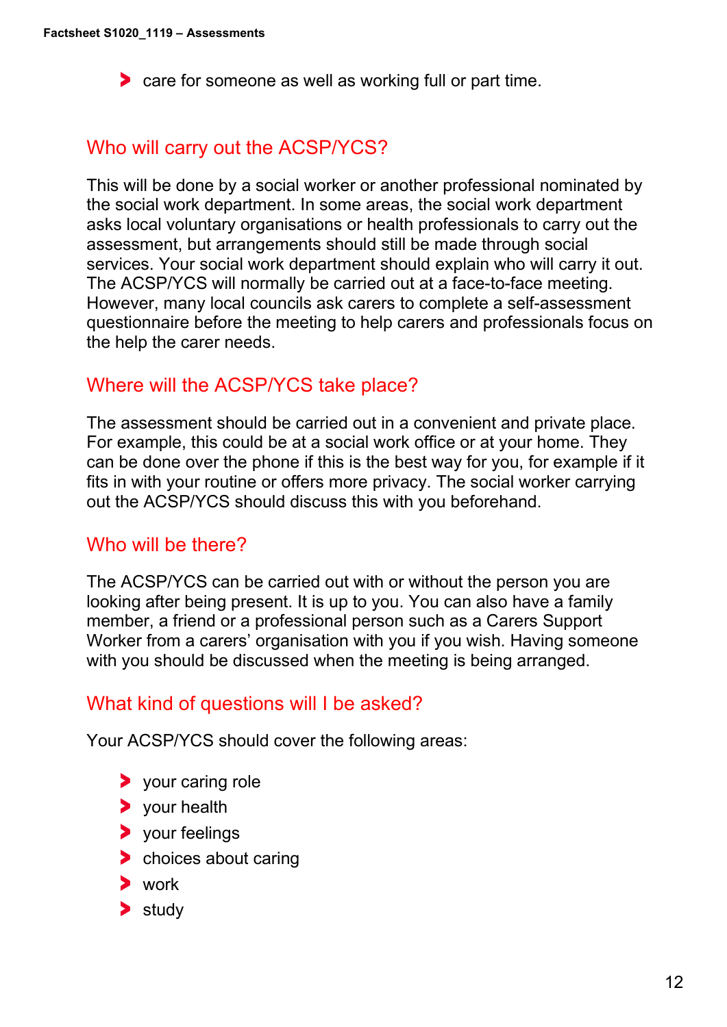- care for someone as well as working full or part time.

## Who will carry out the ACSP/YCS?

This will be done by a social worker or another professional nominated by the social work department. In some areas, the social work department asks local voluntary organisations or health professionals to carry out the assessment, but arrangements should still be made through social services. Your social work department should explain who will carry it out. The ACSP/YCS will normally be carried out at a face-to-face meeting. However, many local councils ask carers to complete a self-assessment questionnaire before the meeting to help carers and professionals focus on the help the carer needs.

## Where will the ACSP/YCS take place?

The assessment should be carried out in a convenient and private place. For example, this could be at a social work office or at your home. They can be done over the phone if this is the best way for you, for example if it fits in with your routine or offers more privacy. The social worker carrying out the ACSP/YCS should discuss this with you beforehand.

## Who will be there?

The ACSP/YCS can be carried out with or without the person you are looking after being present. It is up to you. You can also have a family member, a friend or a professional person such as a Carers Support Worker from a carers' organisation with you if you wish. Having someone with you should be discussed when the meeting is being arranged.

## What kind of questions will I be asked?

Your ACSP/YCS should cover the following areas:

- your caring role
- your health
- your feelings
- choices about caring
- work
- study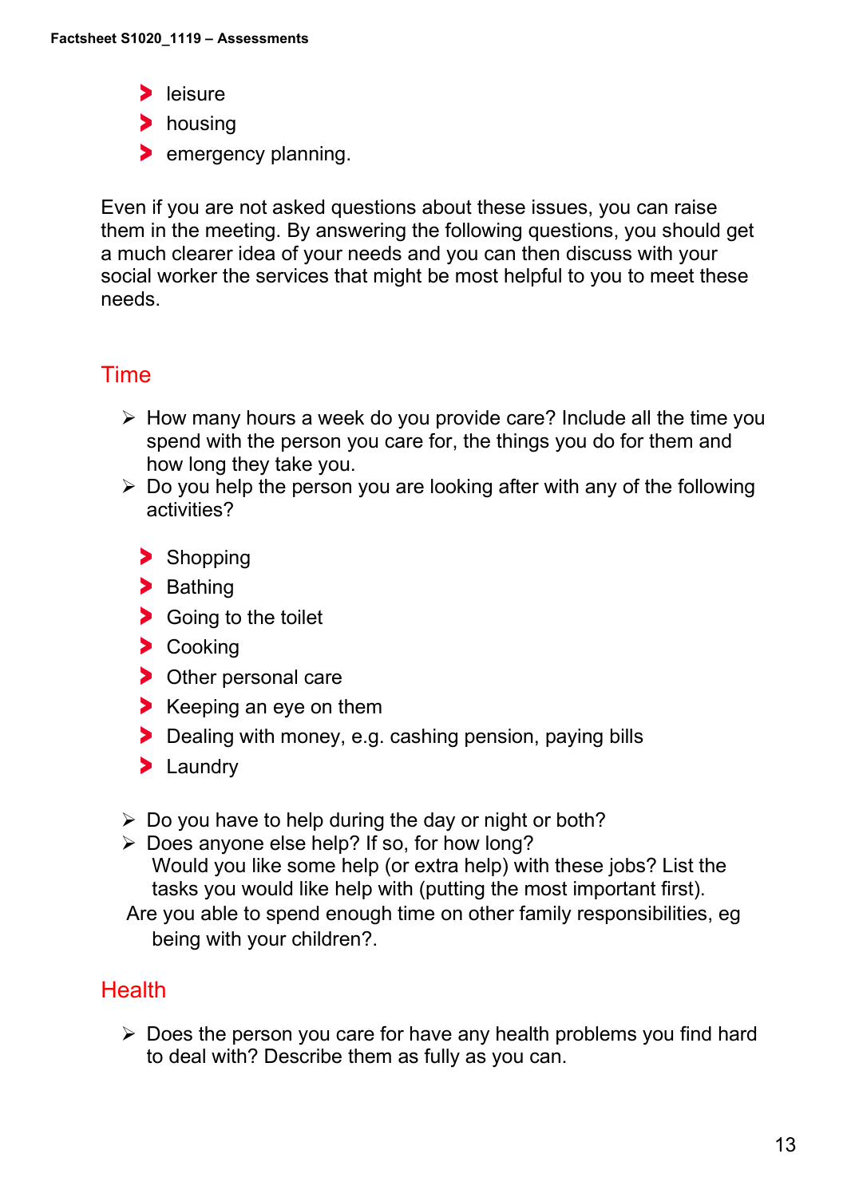- leisure
- housing
- emergency planning.

Even if you are not asked questions about these issues, you can raise them in the meeting. By answering the following questions, you should get a much clearer idea of your needs and you can then discuss with your social worker the services that might be most helpful to you to meet these needs.

## Time

- How many hours a week do you provide care? Include all the time you spend with the person you care for, the things you do for them and how long they take you.
- Do you help the person you are looking after with any of the following activities?

  - Shopping
  - Bathing
  - Going to the toilet
  - Cooking
  - Other personal care
  - Keeping an eye on them
  - Dealing with money, e.g. cashing pension, paying bills
  - Laundry

- Do you have to help during the day or night or both?
- Does anyone else help? If so, for how long?
  Would you like some help (or extra help) with these jobs? List the tasks you would like help with (putting the most important first).
  Are you able to spend enough time on other family responsibilities, eg being with your children?.

## Health

- Does the person you care for have any health problems you find hard to deal with? Describe them as fully as you can.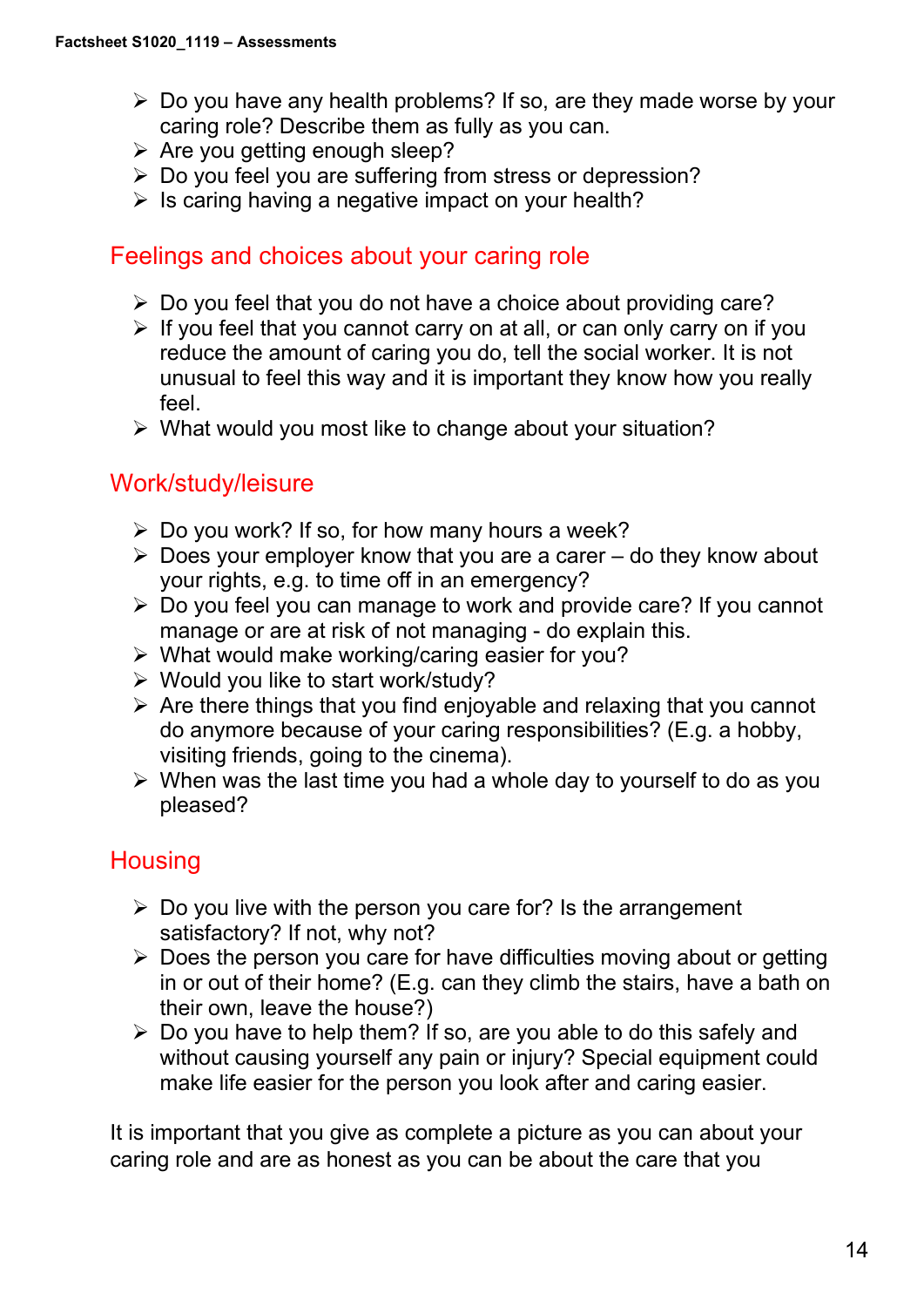- Do you have any health problems? If so, are they made worse by your caring role? Describe them as fully as you can.
- Are you getting enough sleep?
- Do you feel you are suffering from stress or depression?
- Is caring having a negative impact on your health?

## Feelings and choices about your caring role

- Do you feel that you do not have a choice about providing care?
- If you feel that you cannot carry on at all, or can only carry on if you reduce the amount of caring you do, tell the social worker. It is not unusual to feel this way and it is important they know how you really feel.
- What would you most like to change about your situation?

## Work/study/leisure

- Do you work? If so, for how many hours a week?
- Does your employer know that you are a carer – do they know about your rights, e.g. to time off in an emergency?
- Do you feel you can manage to work and provide care? If you cannot manage or are at risk of not managing - do explain this.
- What would make working/caring easier for you?
- Would you like to start work/study?
- Are there things that you find enjoyable and relaxing that you cannot do anymore because of your caring responsibilities? (E.g. a hobby, visiting friends, going to the cinema).
- When was the last time you had a whole day to yourself to do as you pleased?

## Housing

- Do you live with the person you care for? Is the arrangement satisfactory? If not, why not?
- Does the person you care for have difficulties moving about or getting in or out of their home? (E.g. can they climb the stairs, have a bath on their own, leave the house?)
- Do you have to help them? If so, are you able to do this safely and without causing yourself any pain or injury? Special equipment could make life easier for the person you look after and caring easier.

It is important that you give as complete a picture as you can about your caring role and are as honest as you can be about the care that you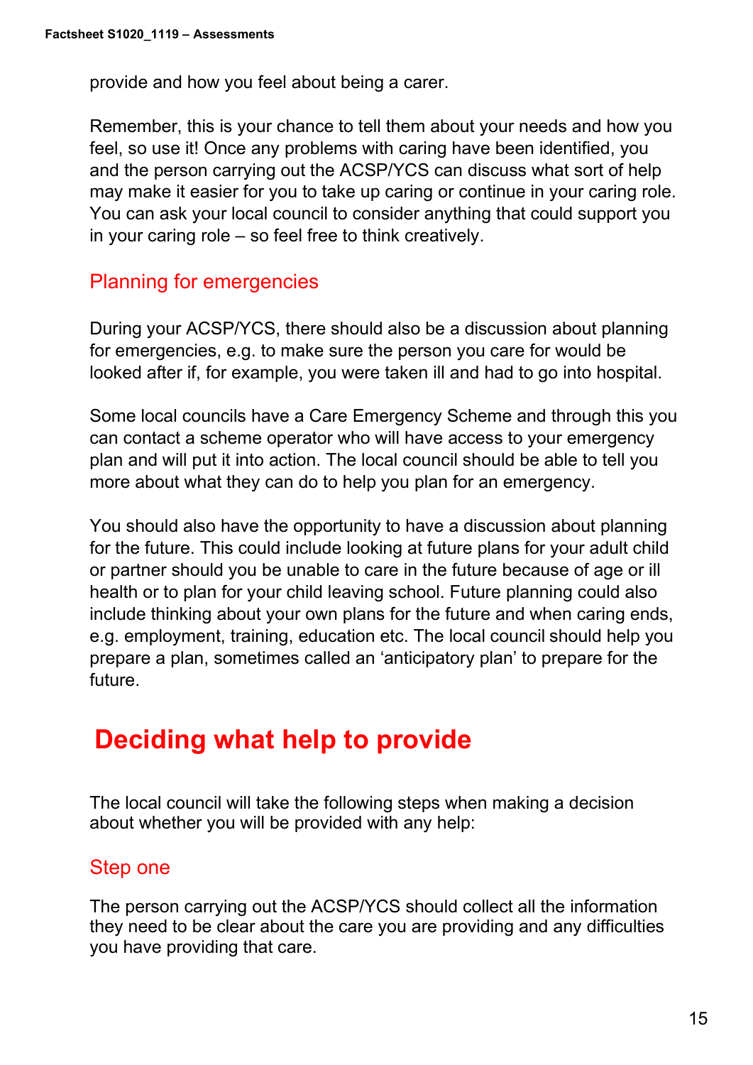provide and how you feel about being a carer.

Remember, this is your chance to tell them about your needs and how you feel, so use it! Once any problems with caring have been identified, you and the person carrying out the ACSP/YCS can discuss what sort of help may make it easier for you to take up caring or continue in your caring role. You can ask your local council to consider anything that could support you in your caring role – so feel free to think creatively.

### Planning for emergencies

During your ACSP/YCS, there should also be a discussion about planning for emergencies, e.g. to make sure the person you care for would be looked after if, for example, you were taken ill and had to go into hospital.

Some local councils have a Care Emergency Scheme and through this you can contact a scheme operator who will have access to your emergency plan and will put it into action. The local council should be able to tell you more about what they can do to help you plan for an emergency.

You should also have the opportunity to have a discussion about planning for the future. This could include looking at future plans for your adult child or partner should you be unable to care in the future because of age or ill health or to plan for your child leaving school. Future planning could also include thinking about your own plans for the future and when caring ends, e.g. employment, training, education etc. The local council should help you prepare a plan, sometimes called an 'anticipatory plan' to prepare for the future.

## Deciding what help to provide

The local council will take the following steps when making a decision about whether you will be provided with any help:

### Step one

The person carrying out the ACSP/YCS should collect all the information they need to be clear about the care you are providing and any difficulties you have providing that care.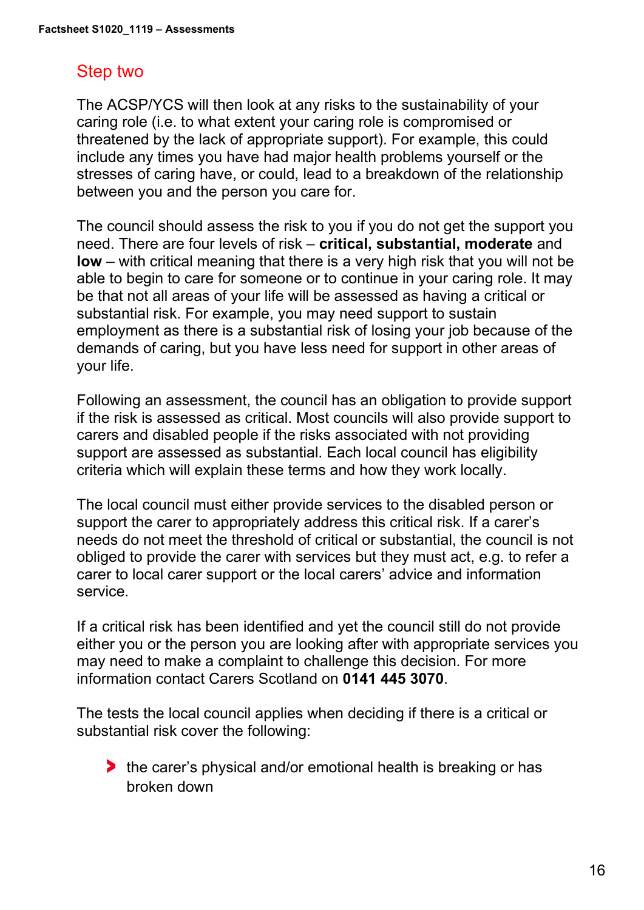## Step two

The ACSP/YCS will then look at any risks to the sustainability of your caring role (i.e. to what extent your caring role is compromised or threatened by the lack of appropriate support). For example, this could include any times you have had major health problems yourself or the stresses of caring have, or could, lead to a breakdown of the relationship between you and the person you care for.

The council should assess the risk to you if you do not get the support you need. There are four levels of risk – **critical, substantial, moderate** and **low** – with critical meaning that there is a very high risk that you will not be able to begin to care for someone or to continue in your caring role. It may be that not all areas of your life will be assessed as having a critical or substantial risk. For example, you may need support to sustain employment as there is a substantial risk of losing your job because of the demands of caring, but you have less need for support in other areas of your life.

Following an assessment, the council has an obligation to provide support if the risk is assessed as critical. Most councils will also provide support to carers and disabled people if the risks associated with not providing support are assessed as substantial. Each local council has eligibility criteria which will explain these terms and how they work locally.

The local council must either provide services to the disabled person or support the carer to appropriately address this critical risk. If a carer's needs do not meet the threshold of critical or substantial, the council is not obliged to provide the carer with services but they must act, e.g. to refer a carer to local carer support or the local carers' advice and information service.

If a critical risk has been identified and yet the council still do not provide either you or the person you are looking after with appropriate services you may need to make a complaint to challenge this decision. For more information contact Carers Scotland on **0141 445 3070**.

The tests the local council applies when deciding if there is a critical or substantial risk cover the following:

- the carer's physical and/or emotional health is breaking or has broken down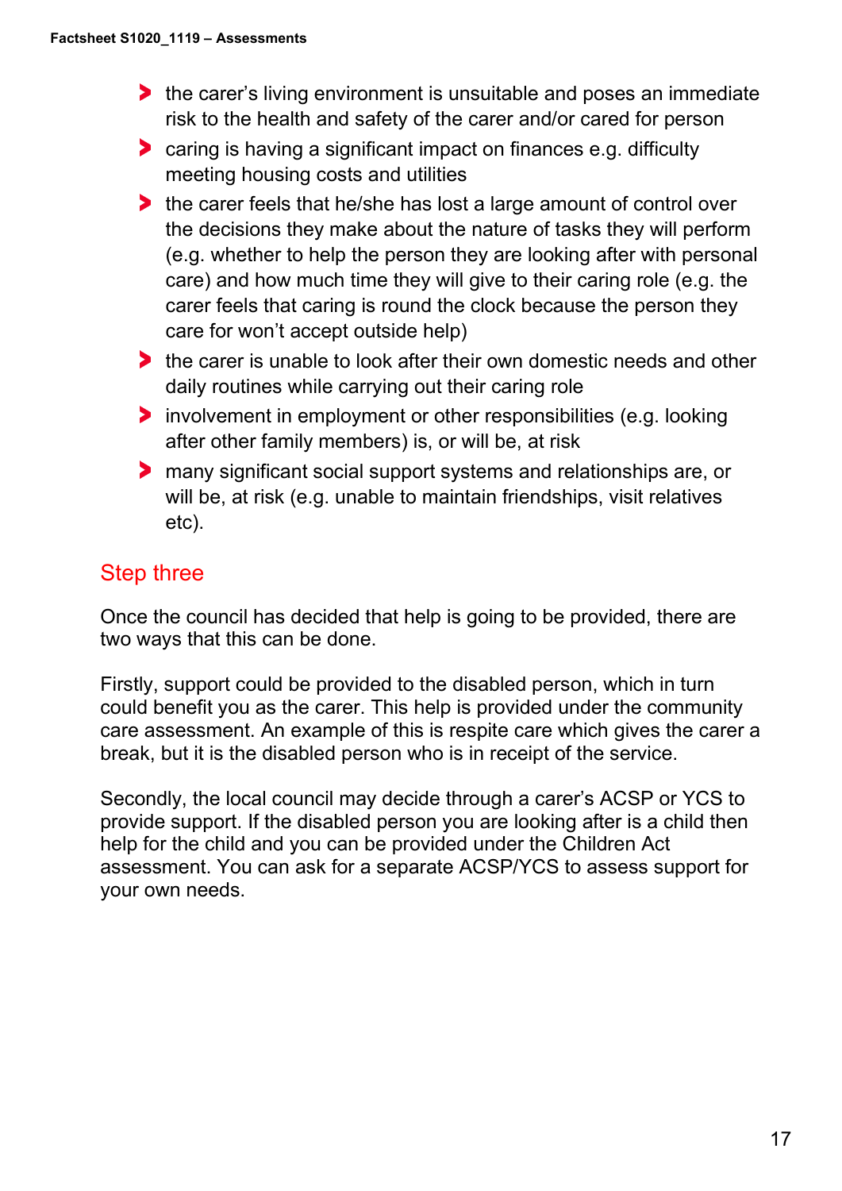- the carer's living environment is unsuitable and poses an immediate risk to the health and safety of the carer and/or cared for person
- caring is having a significant impact on finances e.g. difficulty meeting housing costs and utilities
- the carer feels that he/she has lost a large amount of control over the decisions they make about the nature of tasks they will perform (e.g. whether to help the person they are looking after with personal care) and how much time they will give to their caring role (e.g. the carer feels that caring is round the clock because the person they care for won't accept outside help)
- the carer is unable to look after their own domestic needs and other daily routines while carrying out their caring role
- involvement in employment or other responsibilities (e.g. looking after other family members) is, or will be, at risk
- many significant social support systems and relationships are, or will be, at risk (e.g. unable to maintain friendships, visit relatives etc).

## Step three

Once the council has decided that help is going to be provided, there are two ways that this can be done.

Firstly, support could be provided to the disabled person, which in turn could benefit you as the carer. This help is provided under the community care assessment. An example of this is respite care which gives the carer a break, but it is the disabled person who is in receipt of the service.

Secondly, the local council may decide through a carer's ACSP or YCS to provide support. If the disabled person you are looking after is a child then help for the child and you can be provided under the Children Act assessment. You can ask for a separate ACSP/YCS to assess support for your own needs.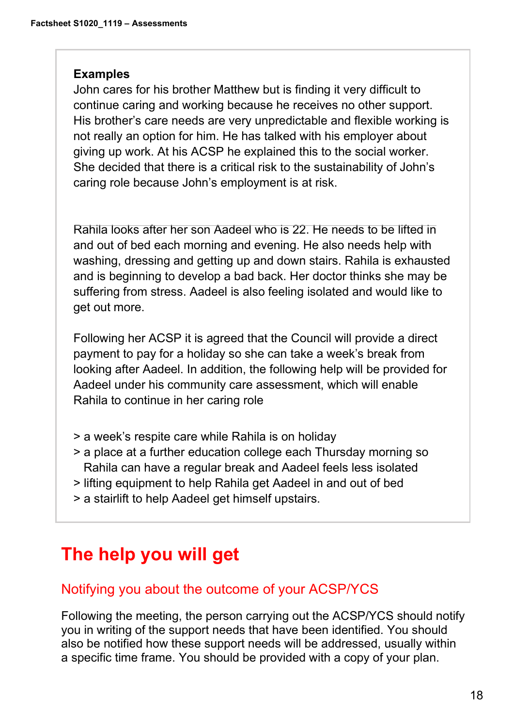**Examples**

John cares for his brother Matthew but is finding it very difficult to continue caring and working because he receives no other support. His brother's care needs are very unpredictable and flexible working is not really an option for him. He has talked with his employer about giving up work. At his ACSP he explained this to the social worker. She decided that there is a critical risk to the sustainability of John's caring role because John's employment is at risk.

Rahila looks after her son Aadeel who is 22. He needs to be lifted in and out of bed each morning and evening. He also needs help with washing, dressing and getting up and down stairs. Rahila is exhausted and is beginning to develop a bad back. Her doctor thinks she may be suffering from stress. Aadeel is also feeling isolated and would like to get out more.

Following her ACSP it is agreed that the Council will provide a direct payment to pay for a holiday so she can take a week's break from looking after Aadeel. In addition, the following help will be provided for Aadeel under his community care assessment, which will enable Rahila to continue in her caring role

> a week's respite care while Rahila is on holiday
> a place at a further education college each Thursday morning so Rahila can have a regular break and Aadeel feels less isolated
> lifting equipment to help Rahila get Aadeel in and out of bed
> a stairlift to help Aadeel get himself upstairs.

# The help you will get

## Notifying you about the outcome of your ACSP/YCS

Following the meeting, the person carrying out the ACSP/YCS should notify you in writing of the support needs that have been identified. You should also be notified how these support needs will be addressed, usually within a specific time frame. You should be provided with a copy of your plan.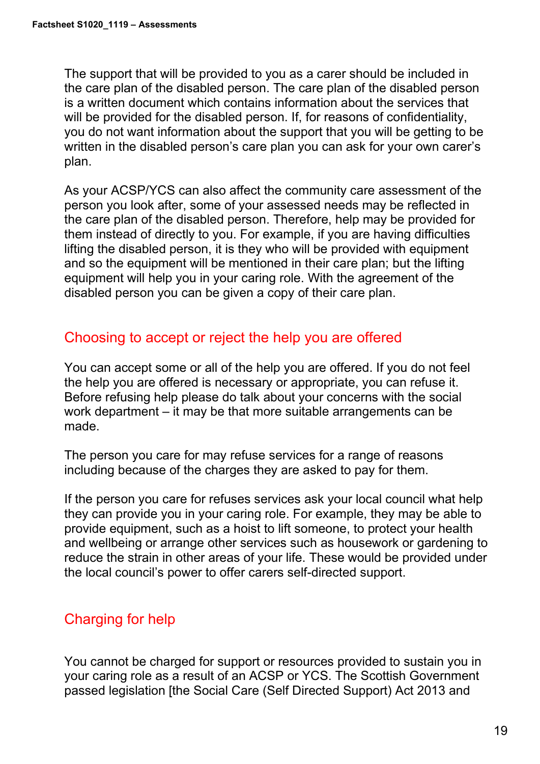The support that will be provided to you as a carer should be included in the care plan of the disabled person. The care plan of the disabled person is a written document which contains information about the services that will be provided for the disabled person. If, for reasons of confidentiality, you do not want information about the support that you will be getting to be written in the disabled person's care plan you can ask for your own carer's plan.

As your ACSP/YCS can also affect the community care assessment of the person you look after, some of your assessed needs may be reflected in the care plan of the disabled person. Therefore, help may be provided for them instead of directly to you. For example, if you are having difficulties lifting the disabled person, it is they who will be provided with equipment and so the equipment will be mentioned in their care plan; but the lifting equipment will help you in your caring role. With the agreement of the disabled person you can be given a copy of their care plan.

## Choosing to accept or reject the help you are offered

You can accept some or all of the help you are offered. If you do not feel the help you are offered is necessary or appropriate, you can refuse it. Before refusing help please do talk about your concerns with the social work department – it may be that more suitable arrangements can be made.

The person you care for may refuse services for a range of reasons including because of the charges they are asked to pay for them.

If the person you care for refuses services ask your local council what help they can provide you in your caring role. For example, they may be able to provide equipment, such as a hoist to lift someone, to protect your health and wellbeing or arrange other services such as housework or gardening to reduce the strain in other areas of your life. These would be provided under the local council's power to offer carers self-directed support.

## Charging for help

You cannot be charged for support or resources provided to sustain you in your caring role as a result of an ACSP or YCS. The Scottish Government passed legislation [the Social Care (Self Directed Support) Act 2013 and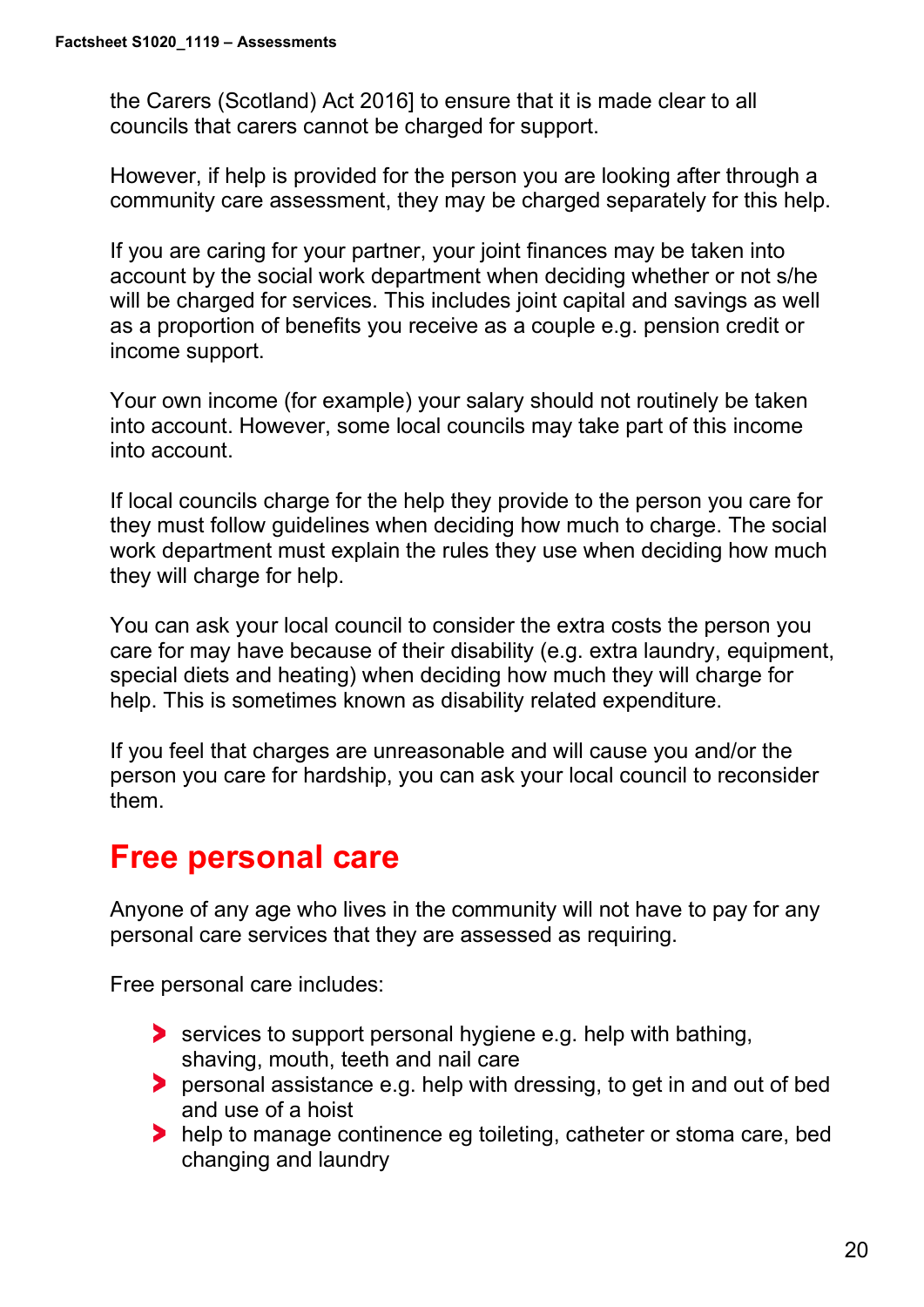the Carers (Scotland) Act 2016] to ensure that it is made clear to all councils that carers cannot be charged for support.

However, if help is provided for the person you are looking after through a community care assessment, they may be charged separately for this help.

If you are caring for your partner, your joint finances may be taken into account by the social work department when deciding whether or not s/he will be charged for services. This includes joint capital and savings as well as a proportion of benefits you receive as a couple e.g. pension credit or income support.

Your own income (for example) your salary should not routinely be taken into account. However, some local councils may take part of this income into account.

If local councils charge for the help they provide to the person you care for they must follow guidelines when deciding how much to charge. The social work department must explain the rules they use when deciding how much they will charge for help.

You can ask your local council to consider the extra costs the person you care for may have because of their disability (e.g. extra laundry, equipment, special diets and heating) when deciding how much they will charge for help. This is sometimes known as disability related expenditure.

If you feel that charges are unreasonable and will cause you and/or the person you care for hardship, you can ask your local council to reconsider them.

## Free personal care

Anyone of any age who lives in the community will not have to pay for any personal care services that they are assessed as requiring.

Free personal care includes:

- services to support personal hygiene e.g. help with bathing, shaving, mouth, teeth and nail care
- personal assistance e.g. help with dressing, to get in and out of bed and use of a hoist
- help to manage continence eg toileting, catheter or stoma care, bed changing and laundry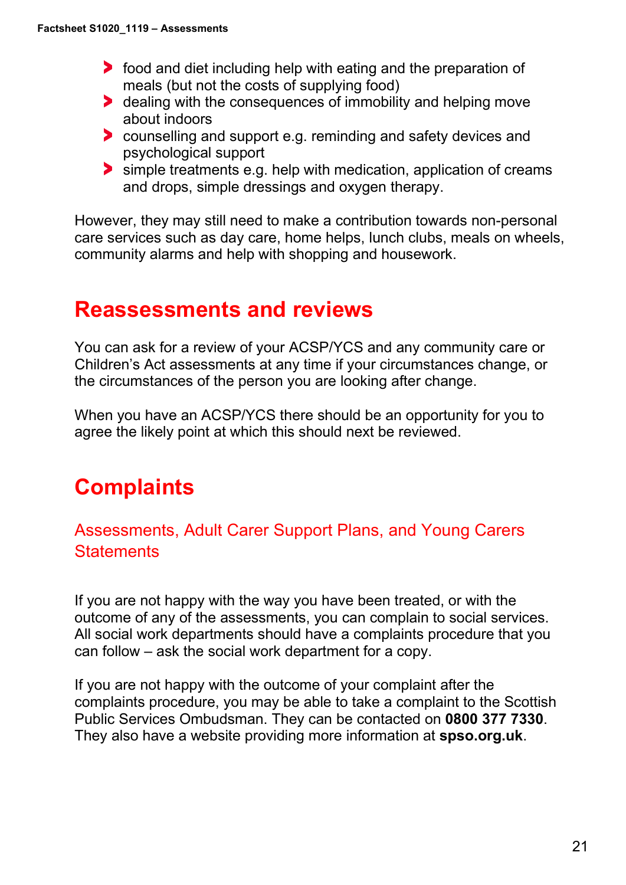- food and diet including help with eating and the preparation of meals (but not the costs of supplying food)
- dealing with the consequences of immobility and helping move about indoors
- counselling and support e.g. reminding and safety devices and psychological support
- simple treatments e.g. help with medication, application of creams and drops, simple dressings and oxygen therapy.

However, they may still need to make a contribution towards non-personal care services such as day care, home helps, lunch clubs, meals on wheels, community alarms and help with shopping and housework.

# Reassessments and reviews

You can ask for a review of your ACSP/YCS and any community care or Children's Act assessments at any time if your circumstances change, or the circumstances of the person you are looking after change.

When you have an ACSP/YCS there should be an opportunity for you to agree the likely point at which this should next be reviewed.

# Complaints

## Assessments, Adult Carer Support Plans, and Young Carers Statements

If you are not happy with the way you have been treated, or with the outcome of any of the assessments, you can complain to social services. All social work departments should have a complaints procedure that you can follow – ask the social work department for a copy.

If you are not happy with the outcome of your complaint after the complaints procedure, you may be able to take a complaint to the Scottish Public Services Ombudsman. They can be contacted on **0800 377 7330**. They also have a website providing more information at **spso.org.uk**.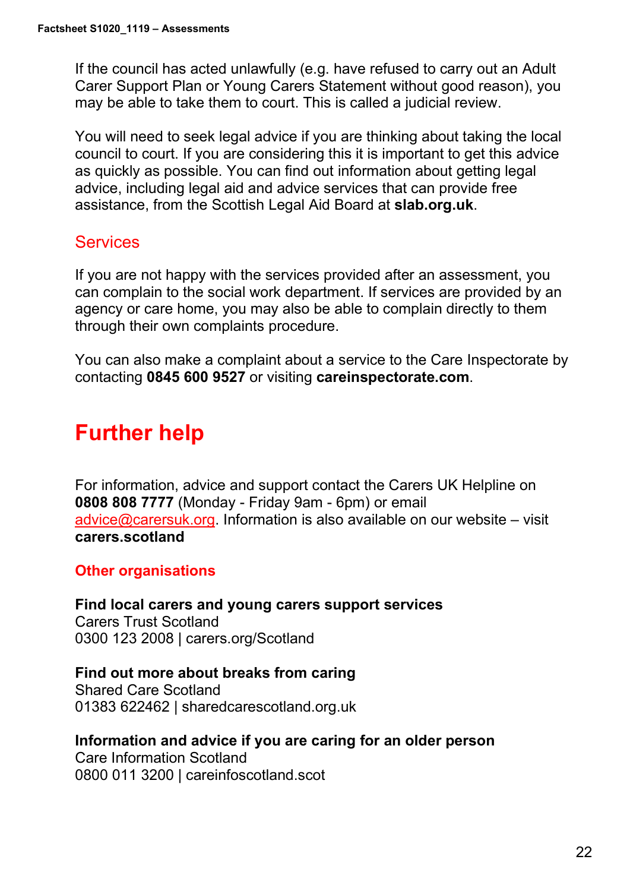If the council has acted unlawfully (e.g. have refused to carry out an Adult Carer Support Plan or Young Carers Statement without good reason), you may be able to take them to court. This is called a judicial review.

You will need to seek legal advice if you are thinking about taking the local council to court. If you are considering this it is important to get this advice as quickly as possible. You can find out information about getting legal advice, including legal aid and advice services that can provide free assistance, from the Scottish Legal Aid Board at **slab.org.uk**.

## Services

If you are not happy with the services provided after an assessment, you can complain to the social work department. If services are provided by an agency or care home, you may also be able to complain directly to them through their own complaints procedure.

You can also make a complaint about a service to the Care Inspectorate by contacting **0845 600 9527** or visiting **careinspectorate.com**.

# Further help

For information, advice and support contact the Carers UK Helpline on **0808 808 7777** (Monday - Friday 9am - 6pm) or email advice@carersuk.org. Information is also available on our website – visit **carers.scotland**

### Other organisations

**Find local carers and young carers support services**
Carers Trust Scotland
0300 123 2008 | carers.org/Scotland

**Find out more about breaks from caring**
Shared Care Scotland
01383 622462 | sharedcarescotland.org.uk

**Information and advice if you are caring for an older person**
Care Information Scotland
0800 011 3200 | careinfoscotland.scot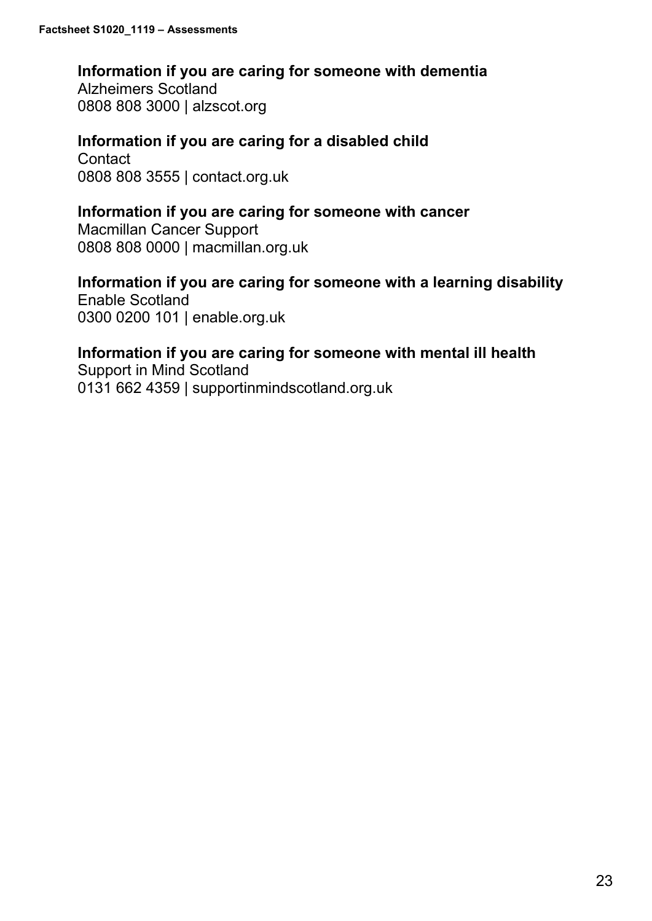**Information if you are caring for someone with dementia**
Alzheimers Scotland
0808 808 3000 | alzscot.org

**Information if you are caring for a disabled child**
Contact
0808 808 3555 | contact.org.uk

**Information if you are caring for someone with cancer**
Macmillan Cancer Support
0808 808 0000 | macmillan.org.uk

**Information if you are caring for someone with a learning disability**
Enable Scotland
0300 0200 101 | enable.org.uk

**Information if you are caring for someone with mental ill health**
Support in Mind Scotland
0131 662 4359 | supportinmindscotland.org.uk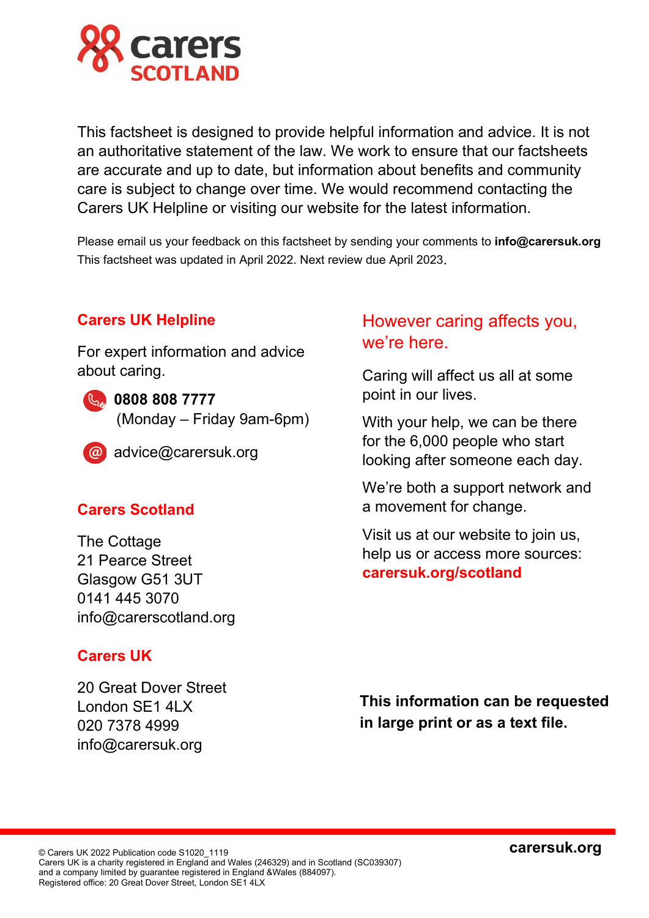# carers SCOTLAND

This factsheet is designed to provide helpful information and advice. It is not an authoritative statement of the law. We work to ensure that our factsheets are accurate and up to date, but information about benefits and community care is subject to change over time. We would recommend contacting the Carers UK Helpline or visiting our website for the latest information.

Please email us your feedback on this factsheet by sending your comments to **info@carersuk.org**
This factsheet was updated in April 2022. Next review due April 2023.

## Carers UK Helpline

For expert information and advice about caring.

**0808 808 7777**
(Monday – Friday 9am-6pm)

advice@carersuk.org

## Carers Scotland

The Cottage
21 Pearce Street
Glasgow G51 3UT
0141 445 3070
info@carerscotland.org

## Carers UK

20 Great Dover Street
London SE1 4LX
020 7378 4999
info@carersuk.org

## However caring affects you, we're here.

Caring will affect us all at some point in our lives.

With your help, we can be there for the 6,000 people who start looking after someone each day.

We're both a support network and a movement for change.

Visit us at our website to join us, help us or access more sources:
**carersuk.org/scotland**

**This information can be requested in large print or as a text file.**

© Carers UK 2022 Publication code S1020_1119
Carers UK is a charity registered in England and Wales (246329) and in Scotland (SC039307) and a company limited by guarantee registered in England &Wales (884097).
Registered office: 20 Great Dover Street, London SE1 4LX

**carersuk.org**